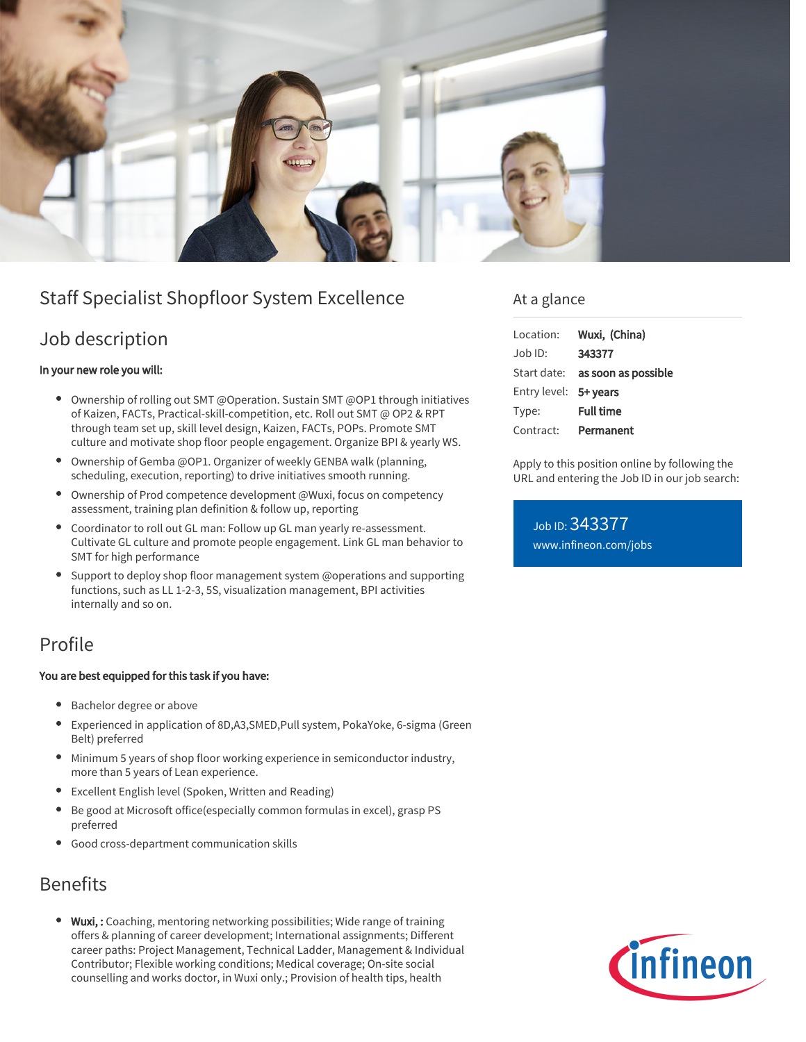# Staff Specialist Shopfloor System Excellence

## Job description

**In your new role you will:**

- Ownership of rolling out SMT @Operation. Sustain SMT @OP1 through initiatives of Kaizen, FACTs, Practical-skill-competition, etc. Roll out SMT @ OP2 & RPT through team set up, skill level design, Kaizen, FACTs, POPs. Promote SMT culture and motivate shop floor people engagement. Organize BPI & yearly WS.
- Ownership of Gemba @OP1. Organizer of weekly GENBA walk (planning, scheduling, execution, reporting) to drive initiatives smooth running.
- Ownership of Prod competence development @Wuxi, focus on competency assessment, training plan definition & follow up, reporting
- Coordinator to roll out GL man: Follow up GL man yearly re-assessment. Cultivate GL culture and promote people engagement. Link GL man behavior to SMT for high performance
- Support to deploy shop floor management system @operations and supporting functions, such as LL 1-2-3, 5S, visualization management, BPI activities internally and so on.

## Profile

**You are best equipped for this task if you have:**

- Bachelor degree or above
- Experienced in application of 8D,A3,SMED,Pull system, PokaYoke, 6-sigma (Green Belt) preferred
- Minimum 5 years of shop floor working experience in semiconductor industry, more than 5 years of Lean experience.
- Excellent English level (Spoken, Written and Reading)
- Be good at Microsoft office(especially common formulas in excel), grasp PS preferred
- Good cross-department communication skills

## Benefits

- **Wuxi, :** Coaching, mentoring networking possibilities; Wide range of training offers & planning of career development; International assignments; Different career paths: Project Management, Technical Ladder, Management & Individual Contributor; Flexible working conditions; Medical coverage; On-site social counselling and works doctor, in Wuxi only.; Provision of health tips, health

## At a glance

| | |
|---|---|
| Location: | **Wuxi, (China)** |
| Job ID: | **343377** |
| Start date: | **as soon as possible** |
| Entry level: | **5+ years** |
| Type: | **Full time** |
| Contract: | **Permanent** |

Apply to this position online by following the URL and entering the Job ID in our job search:

Job ID: 343377
www.infineon.com/jobs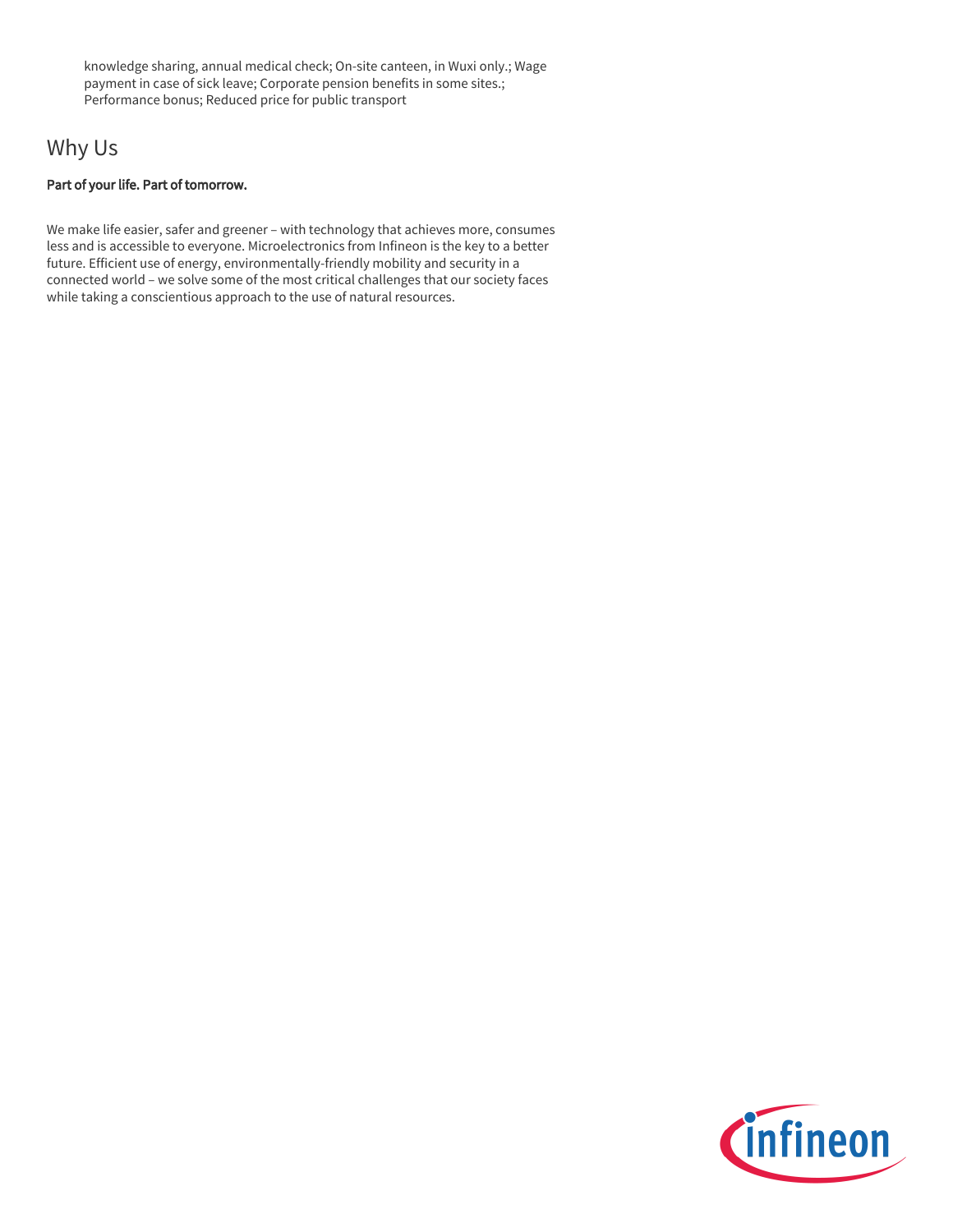knowledge sharing, annual medical check; On-site canteen, in Wuxi only.; Wage payment in case of sick leave; Corporate pension benefits in some sites.; Performance bonus; Reduced price for public transport

## Why Us

**Part of your life. Part of tomorrow.**

We make life easier, safer and greener – with technology that achieves more, consumes less and is accessible to everyone. Microelectronics from Infineon is the key to a better future. Efficient use of energy, environmentally-friendly mobility and security in a connected world – we solve some of the most critical challenges that our society faces while taking a conscientious approach to the use of natural resources.